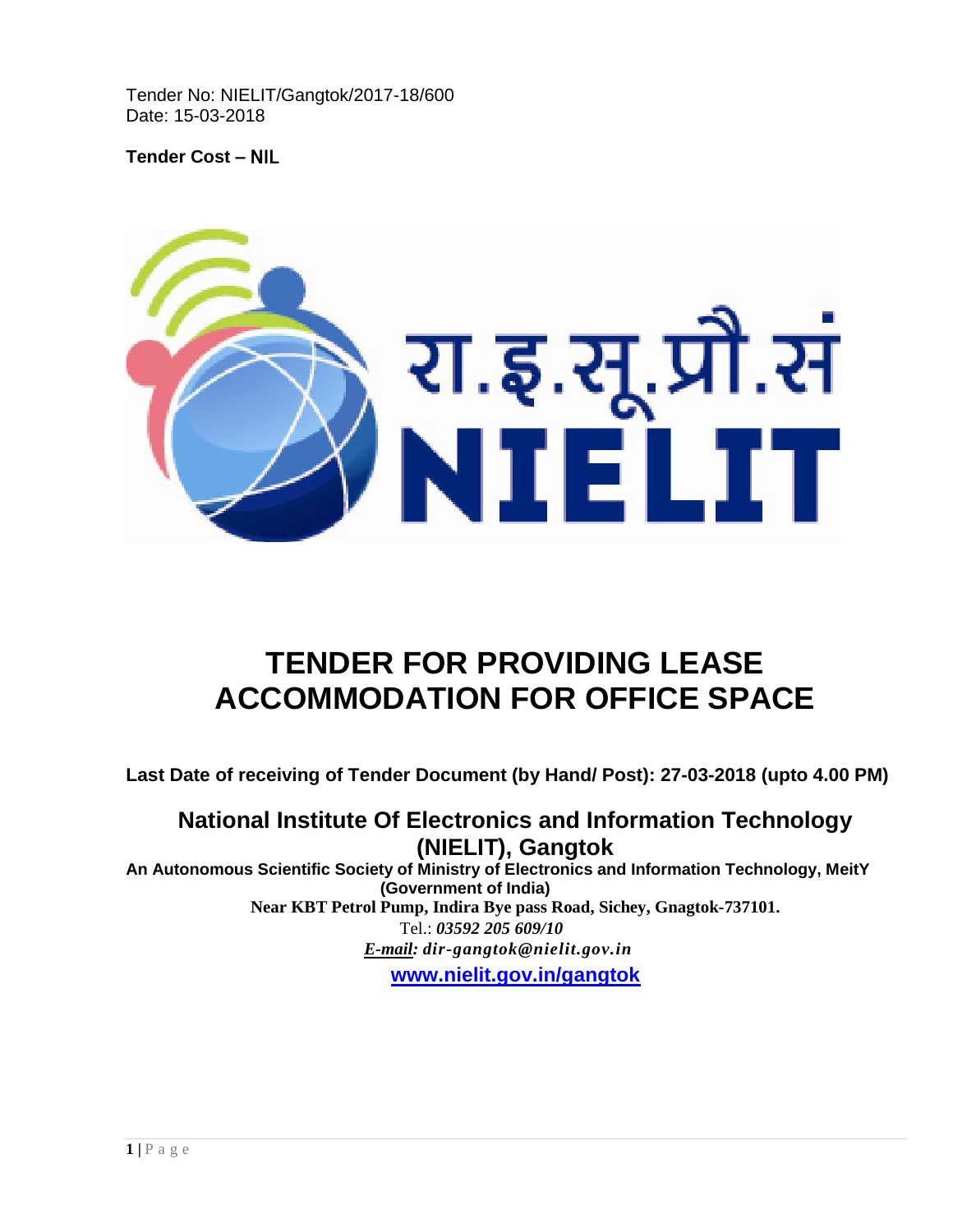Tender No: NIELIT/Gangtok/2017-18/600
Date: 15-03-2018

**Tender Cost – NIL**

रा.इ.सू.प्रौ.सं
NIELIT

# TENDER FOR PROVIDING LEASE ACCOMMODATION FOR OFFICE SPACE

**Last Date of receiving of Tender Document (by Hand/ Post): 27-03-2018 (upto 4.00 PM)**

## National Institute Of Electronics and Information Technology (NIELIT), Gangtok

**An Autonomous Scientific Society of Ministry of Electronics and Information Technology, MeitY (Government of India)**

**Near KBT Petrol Pump, Indira Bye pass Road, Sichey, Gnagtok-737101.**

Tel.: ***03592 205 609/10***

***E-mail:* *dir-gangtok@nielit.gov.in***

**www.nielit.gov.in/gangtok**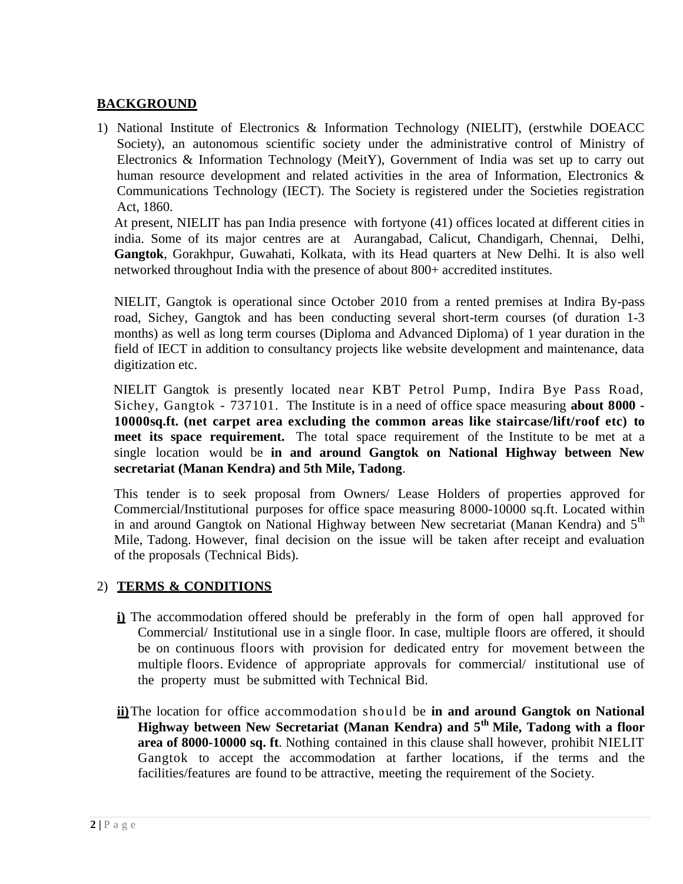## BACKGROUND

1) National Institute of Electronics & Information Technology (NIELIT), (erstwhile DOEACC Society), an autonomous scientific society under the administrative control of Ministry of Electronics & Information Technology (MeitY), Government of India was set up to carry out human resource development and related activities in the area of Information, Electronics & Communications Technology (IECT). The Society is registered under the Societies registration Act, 1860.

   At present, NIELIT has pan India presence with fortyone (41) offices located at different cities in india. Some of its major centres are at Aurangabad, Calicut, Chandigarh, Chennai, Delhi, **Gangtok**, Gorakhpur, Guwahati, Kolkata, with its Head quarters at New Delhi. It is also well networked throughout India with the presence of about 800+ accredited institutes.

   NIELIT, Gangtok is operational since October 2010 from a rented premises at Indira By-pass road, Sichey, Gangtok and has been conducting several short-term courses (of duration 1-3 months) as well as long term courses (Diploma and Advanced Diploma) of 1 year duration in the field of IECT in addition to consultancy projects like website development and maintenance, data digitization etc.

   NIELIT Gangtok is presently located near KBT Petrol Pump, Indira Bye Pass Road, Sichey, Gangtok - 737101. The Institute is in a need of office space measuring **about 8000 - 10000sq.ft. (net carpet area excluding the common areas like staircase/lift/roof etc) to meet its space requirement.** The total space requirement of the Institute to be met at a single location would be **in and around Gangtok on National Highway between New secretariat (Manan Kendra) and 5th Mile, Tadong**.

   This tender is to seek proposal from Owners/ Lease Holders of properties approved for Commercial/Institutional purposes for office space measuring 8000-10000 sq.ft. Located within in and around Gangtok on National Highway between New secretariat (Manan Kendra) and 5th Mile, Tadong. However, final decision on the issue will be taken after receipt and evaluation of the proposals (Technical Bids).

2) **TERMS & CONDITIONS**

   **i)** The accommodation offered should be preferably in the form of open hall approved for Commercial/ Institutional use in a single floor. In case, multiple floors are offered, it should be on continuous floors with provision for dedicated entry for movement between the multiple floors. Evidence of appropriate approvals for commercial/ institutional use of the property must be submitted with Technical Bid.

   **ii)** The location for office accommodation should be **in and around Gangtok on National Highway between New Secretariat (Manan Kendra) and 5th Mile, Tadong with a floor area of 8000-10000 sq. ft**. Nothing contained in this clause shall however, prohibit NIELIT Gangtok to accept the accommodation at farther locations, if the terms and the facilities/features are found to be attractive, meeting the requirement of the Society.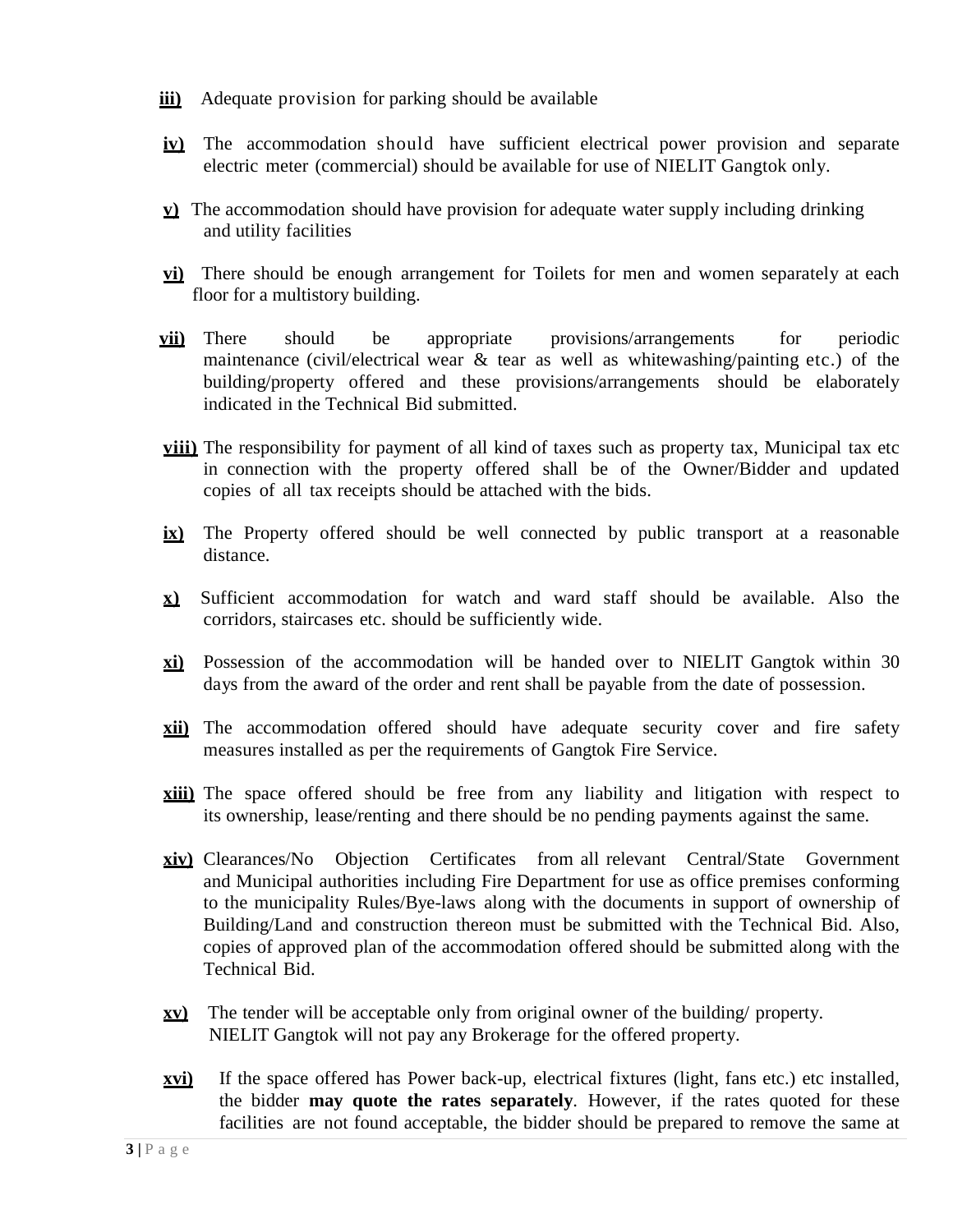**iii)** Adequate provision for parking should be available

**iv)** The accommodation should have sufficient electrical power provision and separate electric meter (commercial) should be available for use of NIELIT Gangtok only.

**v)** The accommodation should have provision for adequate water supply including drinking and utility facilities

**vi)** There should be enough arrangement for Toilets for men and women separately at each floor for a multistory building.

**vii)** There should be appropriate provisions/arrangements for periodic maintenance (civil/electrical wear & tear as well as whitewashing/painting etc.) of the building/property offered and these provisions/arrangements should be elaborately indicated in the Technical Bid submitted.

**viii)** The responsibility for payment of all kind of taxes such as property tax, Municipal tax etc in connection with the property offered shall be of the Owner/Bidder and updated copies of all tax receipts should be attached with the bids.

**ix)** The Property offered should be well connected by public transport at a reasonable distance.

**x)** Sufficient accommodation for watch and ward staff should be available. Also the corridors, staircases etc. should be sufficiently wide.

**xi)** Possession of the accommodation will be handed over to NIELIT Gangtok within 30 days from the award of the order and rent shall be payable from the date of possession.

**xii)** The accommodation offered should have adequate security cover and fire safety measures installed as per the requirements of Gangtok Fire Service.

**xiii)** The space offered should be free from any liability and litigation with respect to its ownership, lease/renting and there should be no pending payments against the same.

**xiv)** Clearances/No Objection Certificates from all relevant Central/State Government and Municipal authorities including Fire Department for use as office premises conforming to the municipality Rules/Bye-laws along with the documents in support of ownership of Building/Land and construction thereon must be submitted with the Technical Bid. Also, copies of approved plan of the accommodation offered should be submitted along with the Technical Bid.

**xv)** The tender will be acceptable only from original owner of the building/ property. NIELIT Gangtok will not pay any Brokerage for the offered property.

**xvi)** If the space offered has Power back-up, electrical fixtures (light, fans etc.) etc installed, the bidder **may quote the rates separately**. However, if the rates quoted for these facilities are not found acceptable, the bidder should be prepared to remove the same at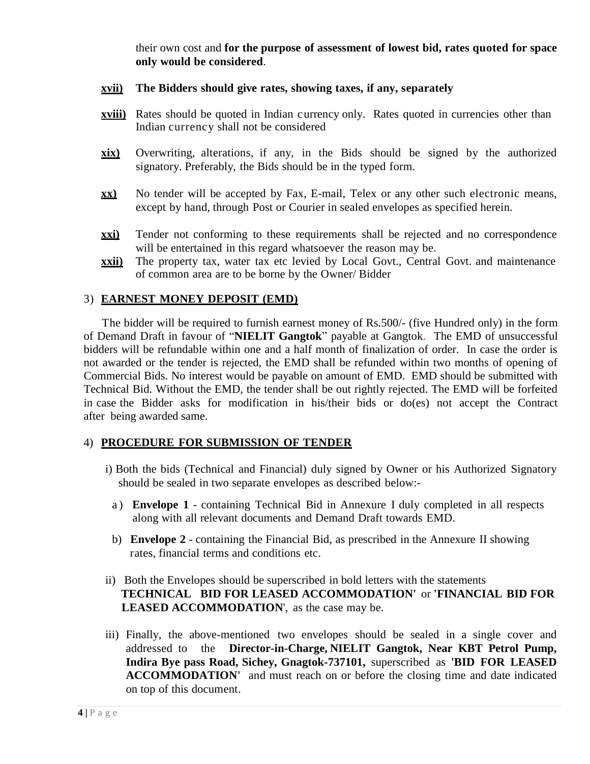their own cost and **for the purpose of assessment of lowest bid, rates quoted for space only would be considered**.

**xvii)** **The Bidders should give rates, showing taxes, if any, separately**

**xviii)** Rates should be quoted in Indian currency only. Rates quoted in currencies other than Indian currency shall not be considered

**xix)** Overwriting, alterations, if any, in the Bids should be signed by the authorized signatory. Preferably, the Bids should be in the typed form.

**xx)** No tender will be accepted by Fax, E-mail, Telex or any other such electronic means, except by hand, through Post or Courier in sealed envelopes as specified herein.

**xxi)** Tender not conforming to these requirements shall be rejected and no correspondence will be entertained in this regard whatsoever the reason may be.

**xxii)** The property tax, water tax etc levied by Local Govt., Central Govt. and maintenance of common area are to be borne by the Owner/ Bidder

3) **EARNEST MONEY DEPOSIT (EMD)**

The bidder will be required to furnish earnest money of Rs.500/- (five Hundred only) in the form of Demand Draft in favour of "**NIELIT Gangtok**" payable at Gangtok. The EMD of unsuccessful bidders will be refundable within one and a half month of finalization of order. In case the order is not awarded or the tender is rejected, the EMD shall be refunded within two months of opening of Commercial Bids. No interest would be payable on amount of EMD. EMD should be submitted with Technical Bid. Without the EMD, the tender shall be out rightly rejected. The EMD will be forfeited in case the Bidder asks for modification in his/their bids or do(es) not accept the Contract after being awarded same.

4) **PROCEDURE FOR SUBMISSION OF TENDER**

i) Both the bids (Technical and Financial) duly signed by Owner or his Authorized Signatory should be sealed in two separate envelopes as described below:-

a) **Envelope 1** - containing Technical Bid in Annexure I duly completed in all respects along with all relevant documents and Demand Draft towards EMD.

b) **Envelope 2** - containing the Financial Bid, as prescribed in the Annexure II showing rates, financial terms and conditions etc.

ii) Both the Envelopes should be superscribed in bold letters with the statements **TECHNICAL BID FOR LEASED ACCOMMODATION'** or **'FINANCIAL BID FOR LEASED ACCOMMODATION'**, as the case may be.

iii) Finally, the above-mentioned two envelopes should be sealed in a single cover and addressed to the **Director-in-Charge, NIELIT Gangtok, Near KBT Petrol Pump, Indira Bye pass Road, Sichey, Gnagtok-737101,** superscribed as **'BID FOR LEASED ACCOMMODATION'** and must reach on or before the closing time and date indicated on top of this document.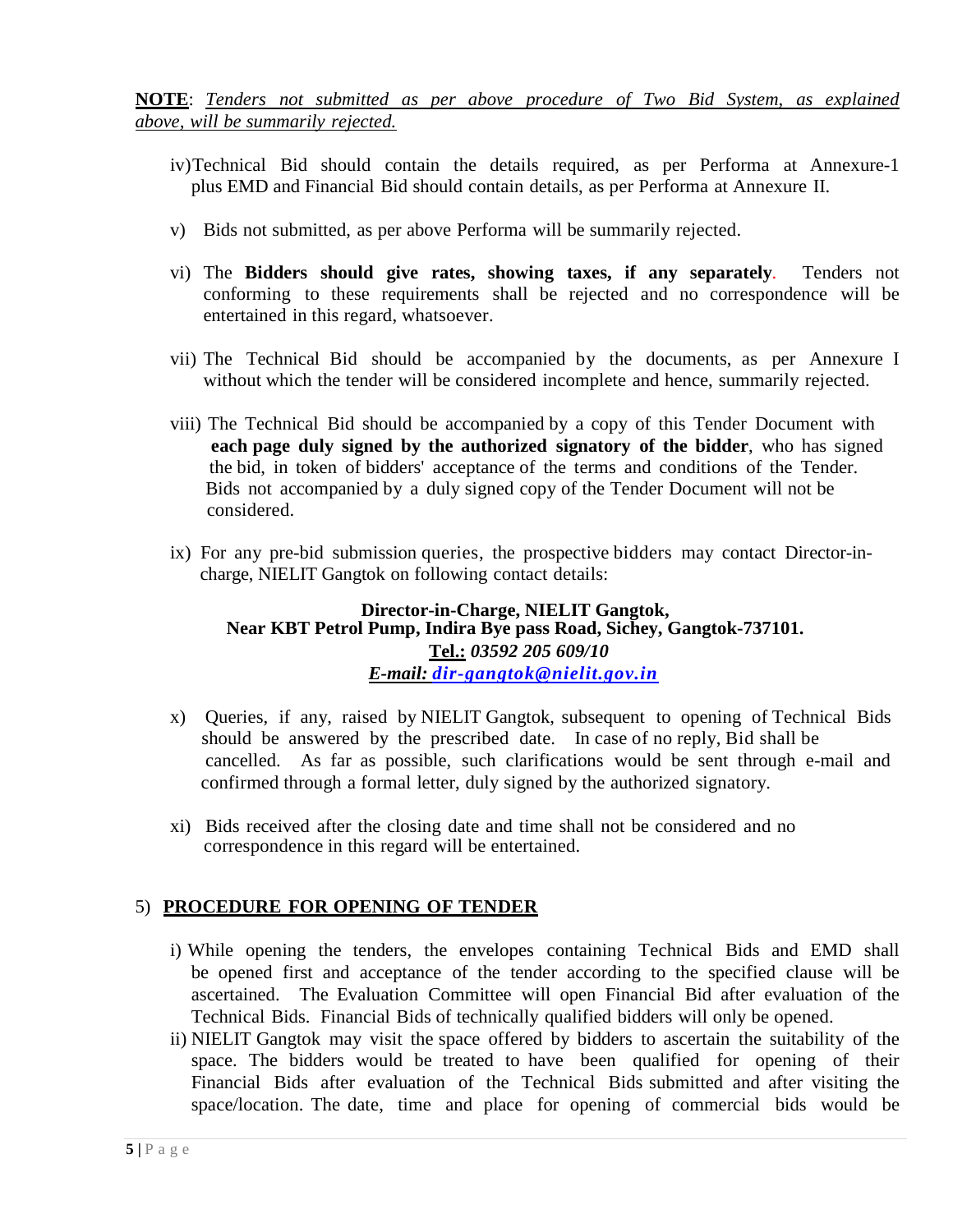**NOTE**: *Tenders not submitted as per above procedure of Two Bid System, as explained above, will be summarily rejected.*

iv) Technical Bid should contain the details required, as per Performa at Annexure-1 plus EMD and Financial Bid should contain details, as per Performa at Annexure II.

v) Bids not submitted, as per above Performa will be summarily rejected.

vi) The **Bidders should give rates, showing taxes, if any separately**. Tenders not conforming to these requirements shall be rejected and no correspondence will be entertained in this regard, whatsoever.

vii) The Technical Bid should be accompanied by the documents, as per Annexure I without which the tender will be considered incomplete and hence, summarily rejected.

viii) The Technical Bid should be accompanied by a copy of this Tender Document with **each page duly signed by the authorized signatory of the bidder**, who has signed the bid, in token of bidders' acceptance of the terms and conditions of the Tender. Bids not accompanied by a duly signed copy of the Tender Document will not be considered.

ix) For any pre-bid submission queries, the prospective bidders may contact Director-in-charge, NIELIT Gangtok on following contact details:

**Director-in-Charge, NIELIT Gangtok,**
**Near KBT Petrol Pump, Indira Bye pass Road, Sichey, Gangtok-737101.**
**Tel.:** ***03592 205 609/10***
***E-mail: dir-gangtok@nielit.gov.in***

x) Queries, if any, raised by NIELIT Gangtok, subsequent to opening of Technical Bids should be answered by the prescribed date. In case of no reply, Bid shall be cancelled. As far as possible, such clarifications would be sent through e-mail and confirmed through a formal letter, duly signed by the authorized signatory.

xi) Bids received after the closing date and time shall not be considered and no correspondence in this regard will be entertained.

## 5) PROCEDURE FOR OPENING OF TENDER

i) While opening the tenders, the envelopes containing Technical Bids and EMD shall be opened first and acceptance of the tender according to the specified clause will be ascertained. The Evaluation Committee will open Financial Bid after evaluation of the Technical Bids. Financial Bids of technically qualified bidders will only be opened.

ii) NIELIT Gangtok may visit the space offered by bidders to ascertain the suitability of the space. The bidders would be treated to have been qualified for opening of their Financial Bids after evaluation of the Technical Bids submitted and after visiting the space/location. The date, time and place for opening of commercial bids would be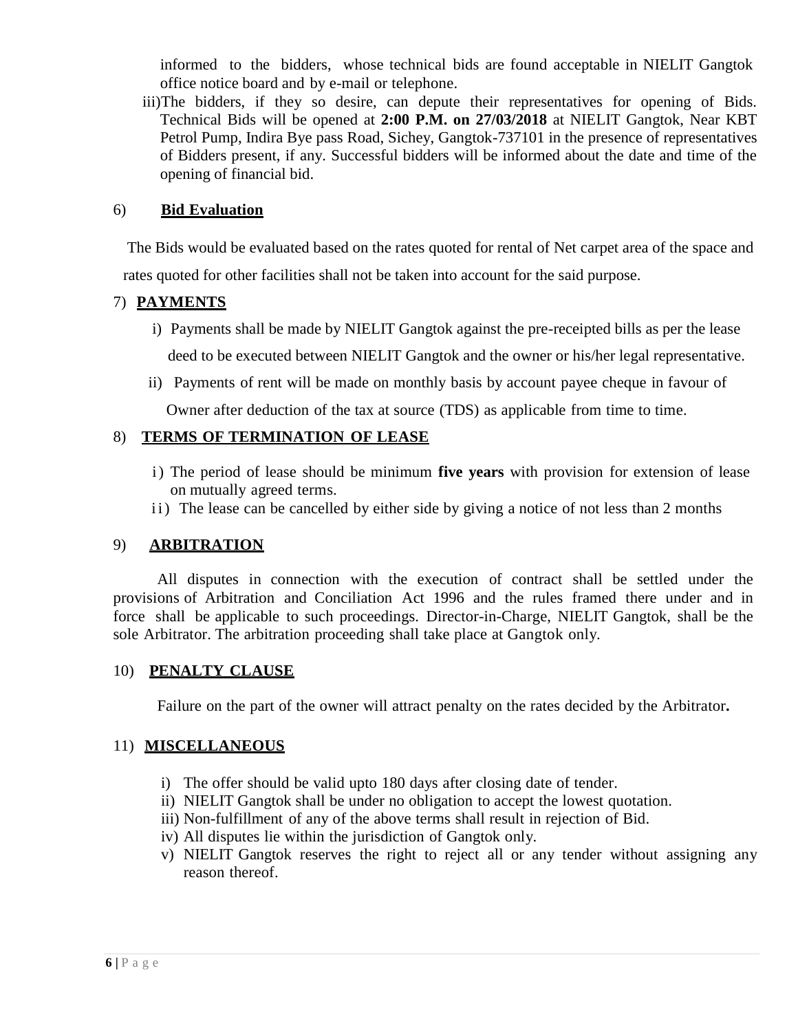informed to the bidders, whose technical bids are found acceptable in NIELIT Gangtok office notice board and by e-mail or telephone.

iii) The bidders, if they so desire, can depute their representatives for opening of Bids. Technical Bids will be opened at **2:00 P.M. on 27/03/2018** at NIELIT Gangtok, Near KBT Petrol Pump, Indira Bye pass Road, Sichey, Gangtok-737101 in the presence of representatives of Bidders present, if any. Successful bidders will be informed about the date and time of the opening of financial bid.

6) **Bid Evaluation**

The Bids would be evaluated based on the rates quoted for rental of Net carpet area of the space and rates quoted for other facilities shall not be taken into account for the said purpose.

7) **PAYMENTS**

i) Payments shall be made by NIELIT Gangtok against the pre-receipted bills as per the lease deed to be executed between NIELIT Gangtok and the owner or his/her legal representative.

ii) Payments of rent will be made on monthly basis by account payee cheque in favour of Owner after deduction of the tax at source (TDS) as applicable from time to time.

8) **TERMS OF TERMINATION OF LEASE**

i) The period of lease should be minimum **five years** with provision for extension of lease on mutually agreed terms.

ii) The lease can be cancelled by either side by giving a notice of not less than 2 months

9) **ARBITRATION**

All disputes in connection with the execution of contract shall be settled under the provisions of Arbitration and Conciliation Act 1996 and the rules framed there under and in force shall be applicable to such proceedings. Director-in-Charge, NIELIT Gangtok, shall be the sole Arbitrator. The arbitration proceeding shall take place at Gangtok only.

10) **PENALTY CLAUSE**

Failure on the part of the owner will attract penalty on the rates decided by the Arbitrator**.**

11) **MISCELLANEOUS**

i) The offer should be valid upto 180 days after closing date of tender.

ii) NIELIT Gangtok shall be under no obligation to accept the lowest quotation.

iii) Non-fulfillment of any of the above terms shall result in rejection of Bid.

iv) All disputes lie within the jurisdiction of Gangtok only.

v) NIELIT Gangtok reserves the right to reject all or any tender without assigning any reason thereof.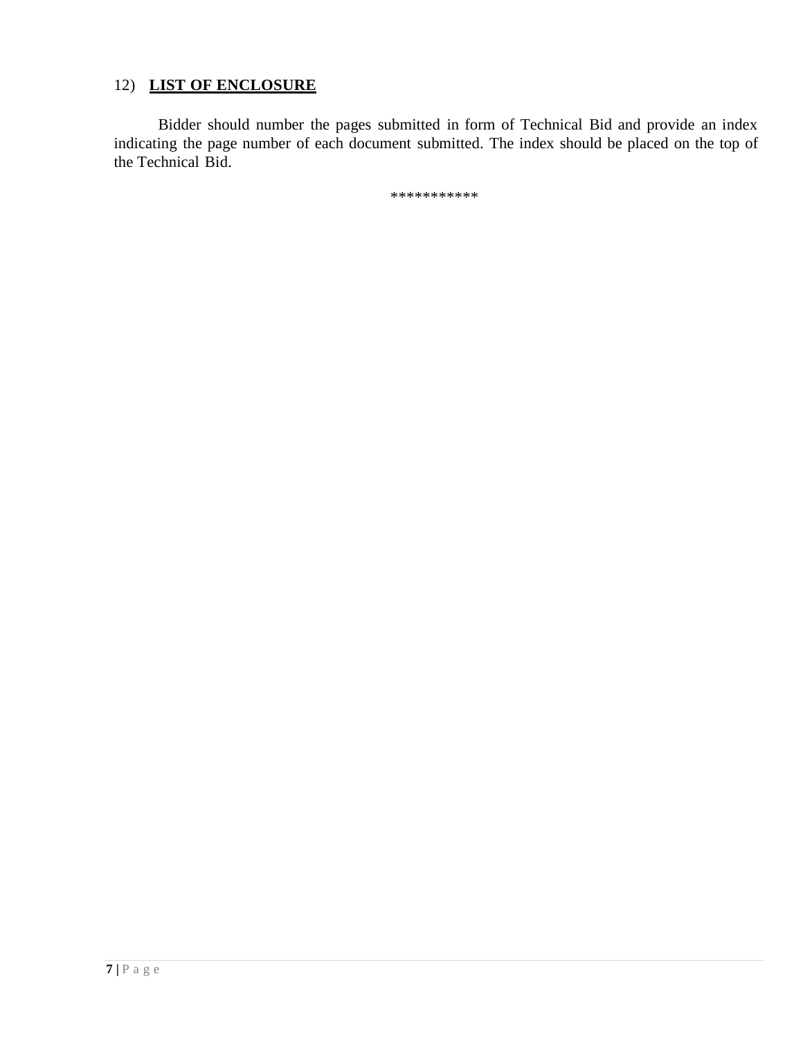12) **<u>LIST OF ENCLOSURE</u>**

Bidder should number the pages submitted in form of Technical Bid and provide an index indicating the page number of each document submitted. The index should be placed on the top of the Technical Bid.

***********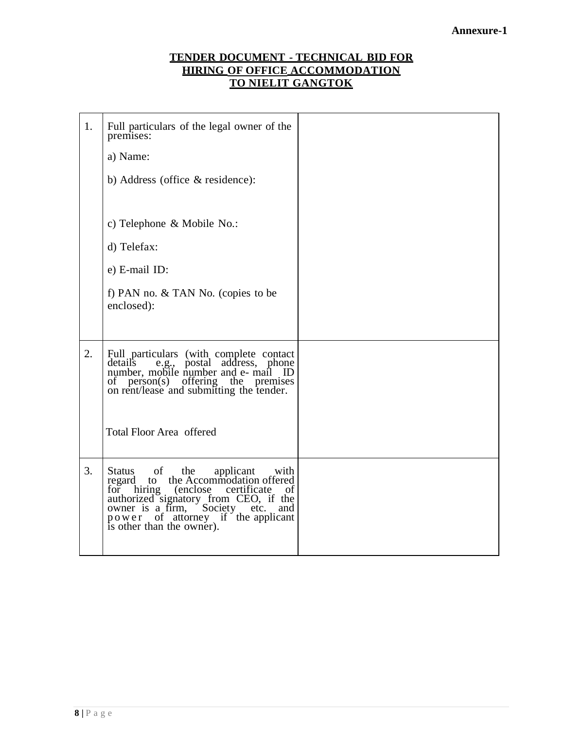**Annexure-1**

**TENDER DOCUMENT - TECHNICAL BID FOR HIRING OF OFFICE ACCOMMODATION TO NIELIT GANGTOK**

| | | |
|---|---|---|
| 1. | Full particulars of the legal owner of the premises:<br><br>a) Name:<br><br>b) Address (office & residence):<br><br>c) Telephone & Mobile No.:<br><br>d) Telefax:<br><br>e) E-mail ID:<br><br>f) PAN no. & TAN No. (copies to be enclosed): | |
| 2. | Full particulars (with complete contact details e.g., postal address, phone number, mobile number and e- mail ID of person(s) offering the premises on rent/lease and submitting the tender.<br><br>Total Floor Area offered | |
| 3. | Status of the applicant with regard to the Accommodation offered for hiring (enclose certificate of authorized signatory from CEO, if the owner is a firm, Society etc. and power of attorney if the applicant is other than the owner). | |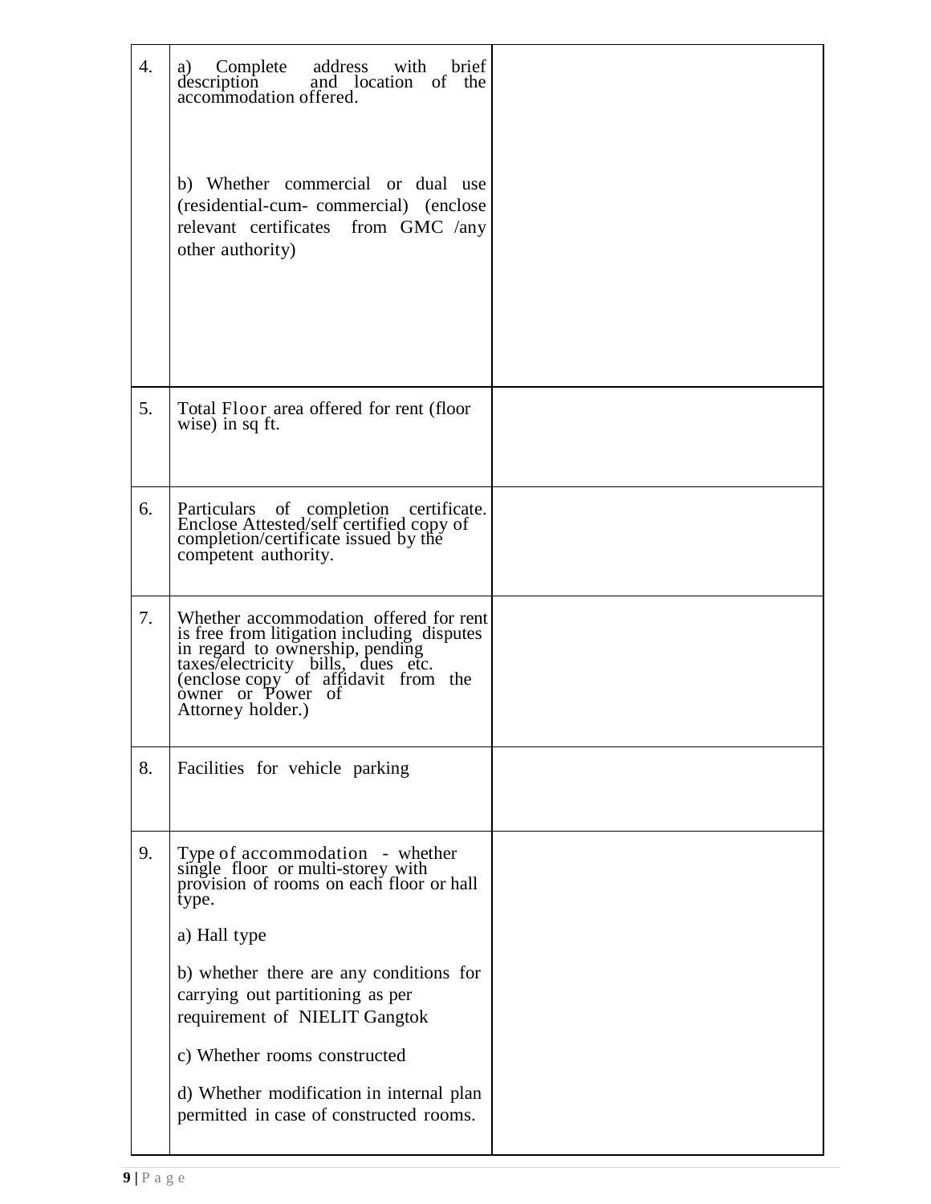| | | |
|---|---|---|
| 4. | a) Complete address with brief description and location of the accommodation offered.<br><br>b) Whether commercial or dual use (residential-cum- commercial) (enclose relevant certificates from GMC /any other authority) | |
| 5. | Total Floor area offered for rent (floor wise) in sq ft. | |
| 6. | Particulars of completion certificate. Enclose Attested/self certified copy of completion/certificate issued by the competent authority. | |
| 7. | Whether accommodation offered for rent is free from litigation including disputes in regard to ownership, pending taxes/electricity bills, dues etc. (enclose copy of affidavit from the owner or Power of Attorney holder.) | |
| 8. | Facilities for vehicle parking | |
| 9. | Type of accommodation - whether single floor or multi-storey with provision of rooms on each floor or hall type.<br><br>a) Hall type<br><br>b) whether there are any conditions for carrying out partitioning as per requirement of NIELIT Gangtok<br><br>c) Whether rooms constructed<br><br>d) Whether modification in internal plan permitted in case of constructed rooms. | |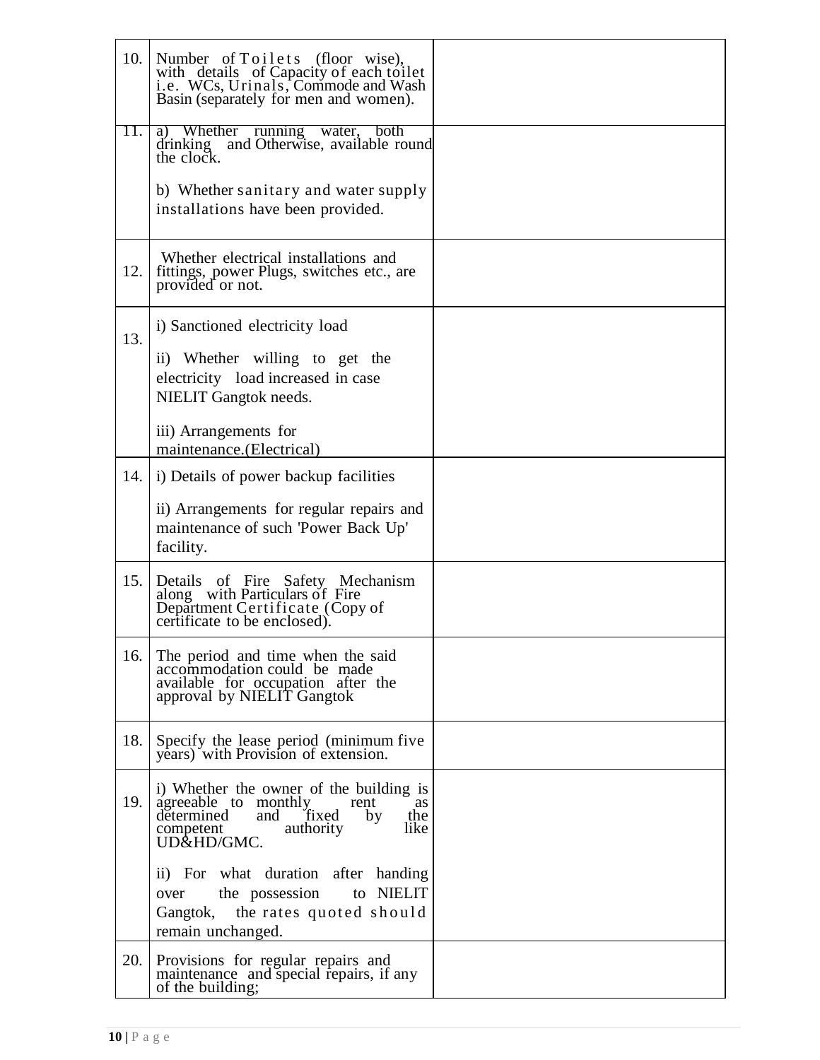| | | |
|---|---|---|
| 10. | Number of Toilets (floor wise), with details of Capacity of each toilet i.e. WCs, Urinals, Commode and Wash Basin (separately for men and women). | |
| 11. | a) Whether running water, both drinking and Otherwise, available round the clock.<br><br>b) Whether sanitary and water supply installations have been provided. | |
| 12. | Whether electrical installations and fittings, power Plugs, switches etc., are provided or not. | |
| 13. | i) Sanctioned electricity load<br><br>ii) Whether willing to get the electricity load increased in case NIELIT Gangtok needs.<br><br>iii) Arrangements for maintenance.(Electrical) | |
| 14. | i) Details of power backup facilities<br><br>ii) Arrangements for regular repairs and maintenance of such 'Power Back Up' facility. | |
| 15. | Details of Fire Safety Mechanism along with Particulars of Fire Department Certificate (Copy of certificate to be enclosed). | |
| 16. | The period and time when the said accommodation could be made available for occupation after the approval by NIELIT Gangtok | |
| 18. | Specify the lease period (minimum five years) with Provision of extension. | |
| 19. | i) Whether the owner of the building is agreeable to monthly rent as determined and fixed by the competent authority like UD&HD/GMC.<br><br>ii) For what duration after handing over the possession to NIELIT Gangtok, the rates quoted should remain unchanged. | |
| 20. | Provisions for regular repairs and maintenance and special repairs, if any of the building; | |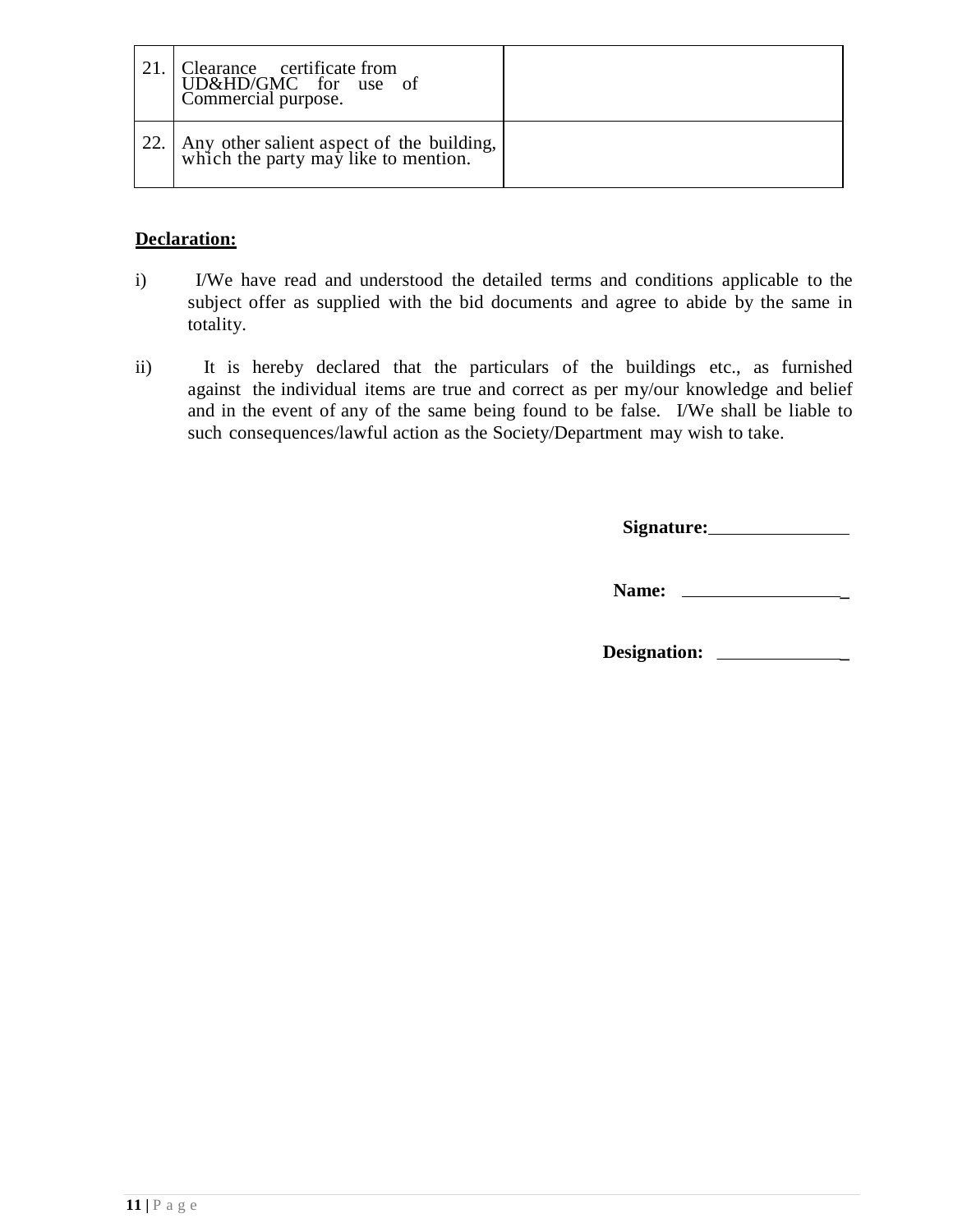| 21. | Clearance certificate from UD&HD/GMC for use of Commercial purpose. | |
|---|---|---|
| 22. | Any other salient aspect of the building, which the party may like to mention. | |

**Declaration:**

i) I/We have read and understood the detailed terms and conditions applicable to the subject offer as supplied with the bid documents and agree to abide by the same in totality.

ii) It is hereby declared that the particulars of the buildings etc., as furnished against the individual items are true and correct as per my/our knowledge and belief and in the event of any of the same being found to be false. I/We shall be liable to such consequences/lawful action as the Society/Department may wish to take.

**Signature:**_______________

**Name:** _________________

**Designation:** ______________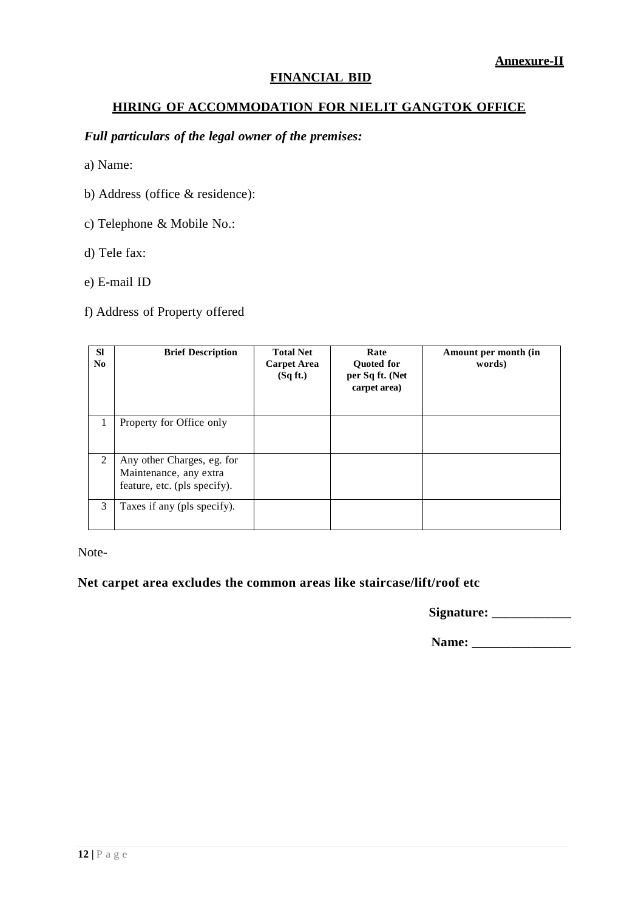**Annexure-II**

## FINANCIAL BID

## HIRING OF ACCOMMODATION FOR NIELIT GANGTOK OFFICE

***Full particulars of the legal owner of the premises:***

a) Name:

b) Address (office & residence):

c) Telephone & Mobile No.:

d) Tele fax:

e) E-mail ID

f) Address of Property offered

| Sl No | Brief Description | Total Net Carpet Area (Sq ft.) | Rate Quoted for per Sq ft. (Net carpet area) | Amount per month (in words) |
|---|---|---|---|---|
| 1 | Property for Office only | | | |
| 2 | Any other Charges, eg. for Maintenance, any extra feature, etc. (pls specify). | | | |
| 3 | Taxes if any (pls specify). | | | |

Note-

**Net carpet area excludes the common areas like staircase/lift/roof etc**

**Signature: ____________**

**Name: _______________**